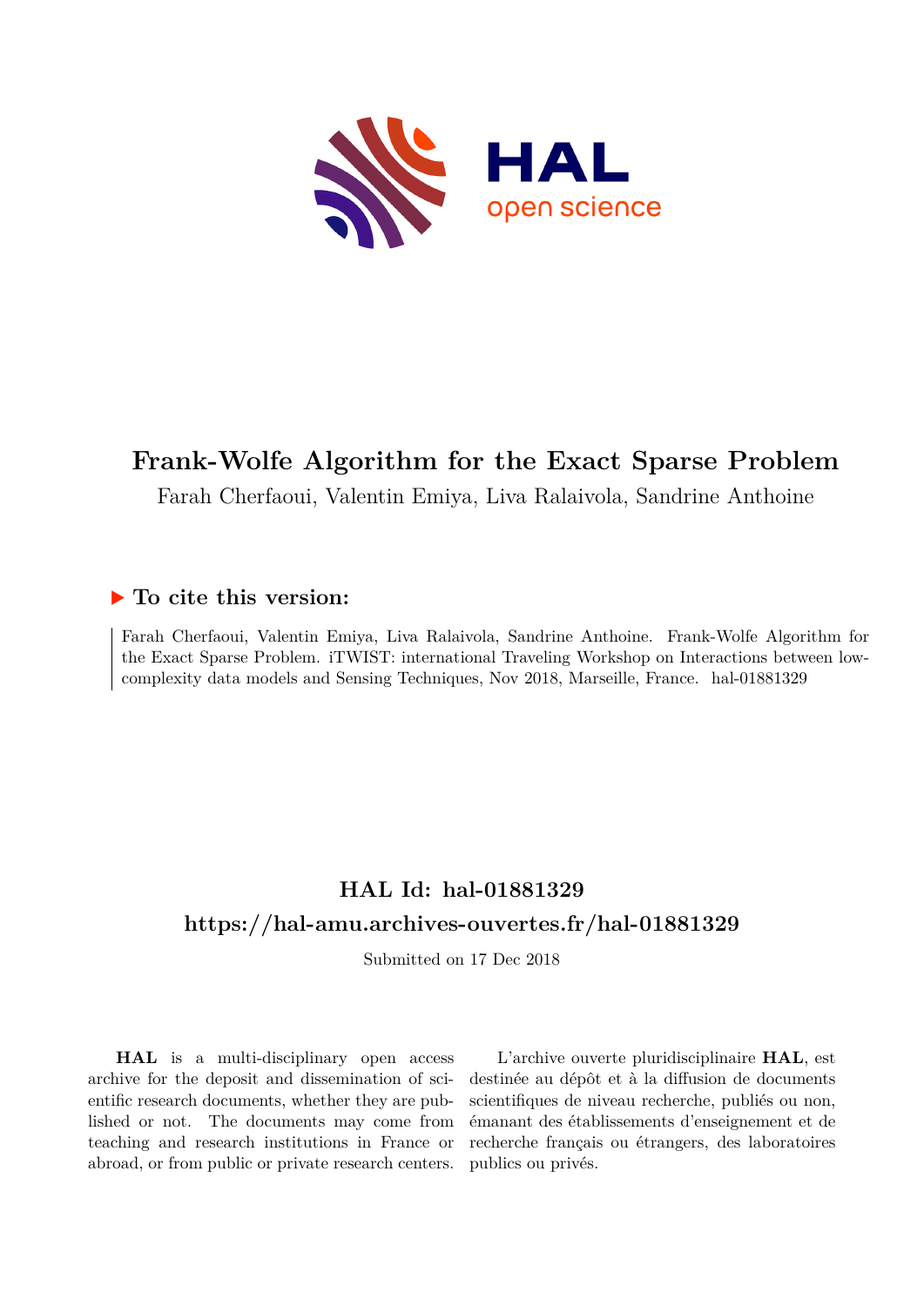# Frank-Wolfe Algorithm for the Exact Sparse Problem

Farah Cherfaoui, Valentin Emiya, Liva Ralaivola, Sandrine Anthoine

## ▶ To cite this version:

Farah Cherfaoui, Valentin Emiya, Liva Ralaivola, Sandrine Anthoine. Frank-Wolfe Algorithm for the Exact Sparse Problem. iTWIST: international Traveling Workshop on Interactions between low-complexity data models and Sensing Techniques, Nov 2018, Marseille, France. hal-01881329

## HAL Id: hal-01881329

## https://hal-amu.archives-ouvertes.fr/hal-01881329

Submitted on 17 Dec 2018

**HAL** is a multi-disciplinary open access archive for the deposit and dissemination of scientific research documents, whether they are published or not. The documents may come from teaching and research institutions in France or abroad, or from public or private research centers.

L'archive ouverte pluridisciplinaire **HAL**, est destinée au dépôt et à la diffusion de documents scientifiques de niveau recherche, publiés ou non, émanant des établissements d'enseignement et de recherche français ou étrangers, des laboratoires publics ou privés.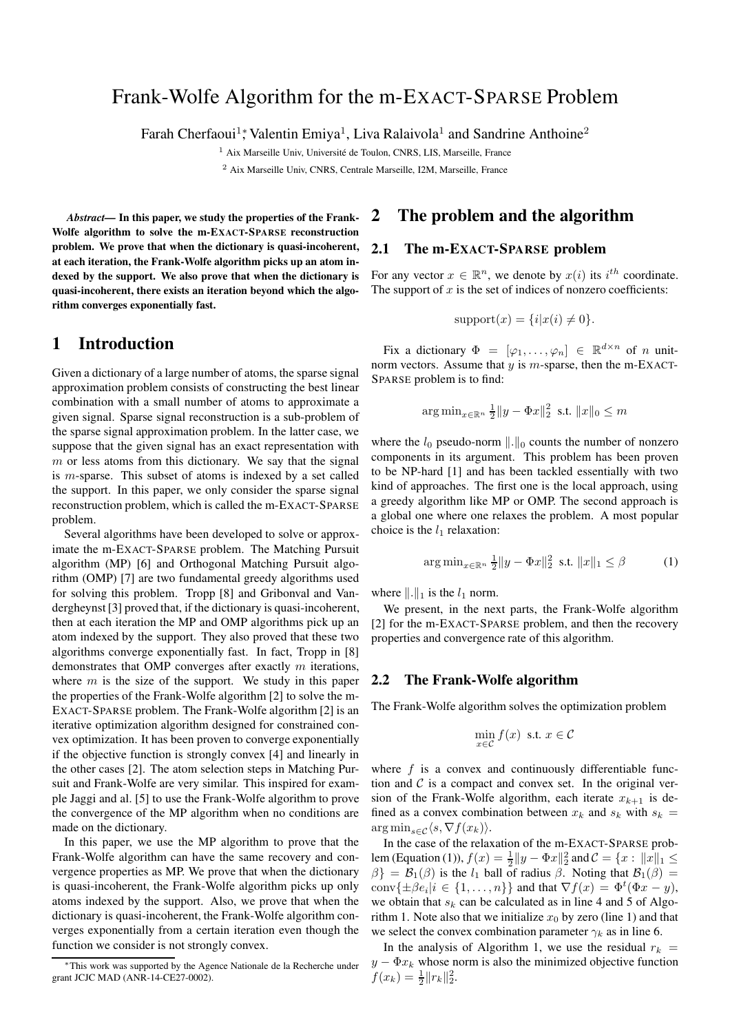# Frank-Wolfe Algorithm for the m-EXACT-SPARSE Problem

Farah Cherfaoui[1]*, Valentin Emiya[1], Liva Ralaivola[1] and Sandrine Anthoine[2]

[1] Aix Marseille Univ, Université de Toulon, CNRS, LIS, Marseille, France

[2] Aix Marseille Univ, CNRS, Centrale Marseille, I2M, Marseille, France

***Abstract*— In this paper, we study the properties of the Frank-Wolfe algorithm to solve the m-EXACT-SPARSE reconstruction problem. We prove that when the dictionary is quasi-incoherent, at each iteration, the Frank-Wolfe algorithm picks up an atom indexed by the support. We also prove that when the dictionary is quasi-incoherent, there exists an iteration beyond which the algorithm converges exponentially fast.**

## 1 Introduction

Given a dictionary of a large number of atoms, the sparse signal approximation problem consists of constructing the best linear combination with a small number of atoms to approximate a given signal. Sparse signal reconstruction is a sub-problem of the sparse signal approximation problem. In the latter case, we suppose that the given signal has an exact representation with $m$ or less atoms from this dictionary. We say that the signal is $m$-sparse. This subset of atoms is indexed by a set called the support. In this paper, we only consider the sparse signal reconstruction problem, which is called the m-EXACT-SPARSE problem.

Several algorithms have been developed to solve or approximate the m-EXACT-SPARSE problem. The Matching Pursuit algorithm (MP) [6] and Orthogonal Matching Pursuit algorithm (OMP) [7] are two fundamental greedy algorithms used for solving this problem. Tropp [8] and Gribonval and Vandergheynst [3] proved that, if the dictionary is quasi-incoherent, then at each iteration the MP and OMP algorithms pick up an atom indexed by the support. They also proved that these two algorithms converge exponentially fast. In fact, Tropp in [8] demonstrates that OMP converges after exactly $m$ iterations, where $m$ is the size of the support. We study in this paper the properties of the Frank-Wolfe algorithm [2] to solve the m-EXACT-SPARSE problem. The Frank-Wolfe algorithm [2] is an iterative optimization algorithm designed for constrained convex optimization. It has been proven to converge exponentially if the objective function is strongly convex [4] and linearly in the other cases [2]. The atom selection steps in Matching Pursuit and Frank-Wolfe are very similar. This inspired for example Jaggi and al. [5] to use the Frank-Wolfe algorithm to prove the convergence of the MP algorithm when no conditions are made on the dictionary.

In this paper, we use the MP algorithm to prove that the Frank-Wolfe algorithm can have the same recovery and convergence properties as MP. We prove that when the dictionary is quasi-incoherent, the Frank-Wolfe algorithm picks up only atoms indexed by the support. Also, we prove that when the dictionary is quasi-incoherent, the Frank-Wolfe algorithm converges exponentially fast from a certain iteration even though the function we consider is not strongly convex.

*This work was supported by the Agence Nationale de la Recherche under grant JCJC MAD (ANR-14-CE27-0002).

## 2 The problem and the algorithm

### 2.1 The m-EXACT-SPARSE problem

For any vector $x \in \mathbb{R}^n$, we denote by $x(i)$ its $i^{th}$ coordinate. The support of $x$ is the set of indices of nonzero coefficients:

$$\text{support}(x) = \{i | x(i) \neq 0\}.$$

Fix a dictionary $\Phi = [\varphi_1, \ldots, \varphi_n] \in \mathbb{R}^{d \times n}$ of $n$ unit-norm vectors. Assume that $y$ is $m$-sparse, then the m-EXACT-SPARSE problem is to find:

$$\arg\min_{x \in \mathbb{R}^n} \tfrac{1}{2}\|y - \Phi x\|_2^2 \text{ s.t. } \|x\|_0 \leq m$$

where the $l_0$ pseudo-norm $\|.\|_0$ counts the number of nonzero components in its argument. This problem has been proven to be NP-hard [1] and has been tackled essentially with two kind of approaches. The first one is the local approach, using a greedy algorithm like MP or OMP. The second approach is a global one where one relaxes the problem. A most popular choice is the $l_1$ relaxation:

$$\arg\min_{x \in \mathbb{R}^n} \tfrac{1}{2}\|y - \Phi x\|_2^2 \text{ s.t. } \|x\|_1 \leq \beta \tag{1}$$

where $\|.\|_1$ is the $l_1$ norm.

We present, in the next parts, the Frank-Wolfe algorithm [2] for the m-EXACT-SPARSE problem, and then the recovery properties and convergence rate of this algorithm.

### 2.2 The Frank-Wolfe algorithm

The Frank-Wolfe algorithm solves the optimization problem

$$\min_{x \in \mathcal{C}} f(x) \text{ s.t. } x \in \mathcal{C}$$

where $f$ is a convex and continuously differentiable function and $\mathcal{C}$ is a compact and convex set. In the original version of the Frank-Wolfe algorithm, each iterate $x_{k+1}$ is defined as a convex combination between $x_k$ and $s_k$ with $s_k = \arg\min_{s \in \mathcal{C}} \langle s, \nabla f(x_k) \rangle$.

In the case of the relaxation of the m-EXACT-SPARSE problem (Equation (1)), $f(x) = \frac{1}{2}\|y - \Phi x\|_2^2$ and $\mathcal{C} = \{x : \|x\|_1 \leq \beta\} = \mathcal{B}_1(\beta)$ is the $l_1$ ball of radius $\beta$. Noting that $\mathcal{B}_1(\beta) = \text{conv}\{\pm \beta e_i | i \in \{1, \ldots, n\}\}$ and that $\nabla f(x) = \Phi^t(\Phi x - y)$, we obtain that $s_k$ can be calculated as in line 4 and 5 of Algorithm 1. Note also that we initialize $x_0$ by zero (line 1) and that we select the convex combination parameter $\gamma_k$ as in line 6.

In the analysis of Algorithm 1, we use the residual $r_k = y - \Phi x_k$ whose norm is also the minimized objective function $f(x_k) = \frac{1}{2}\|r_k\|_2^2$.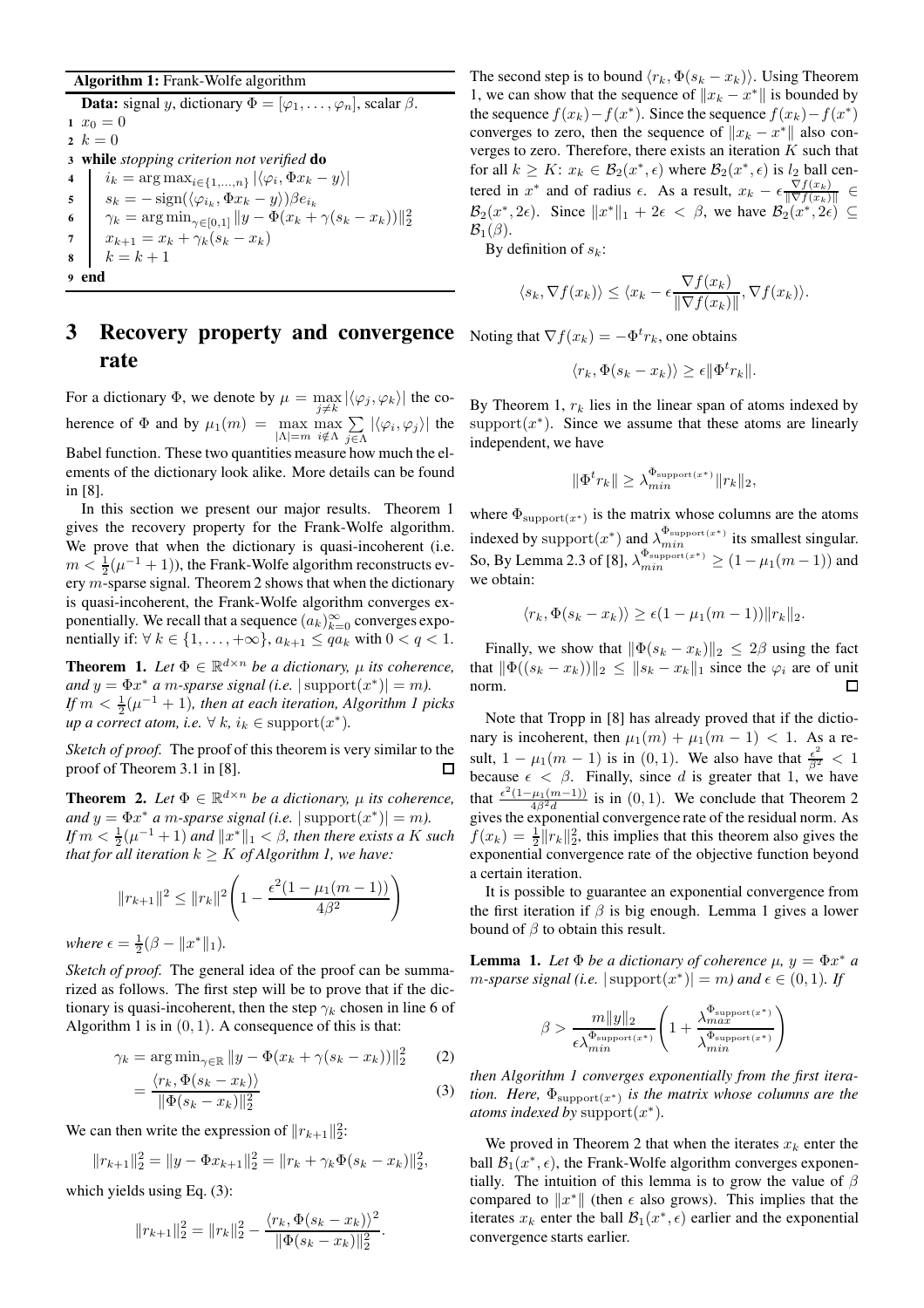**Algorithm 1:** Frank-Wolfe algorithm

```
Data: signal y, dictionary Φ = [φ_1, ..., φ_n], scalar β.
1 x_0 = 0
2 k = 0
3 while stopping criterion not verified do
4     i_k = argmax_{i∈{1,...,n}} |⟨φ_i, Φx_k − y⟩|
5     s_k = −sign(⟨φ_{i_k}, Φx_k − y⟩)β e_{i_k}
6     γ_k = argmin_{γ∈[0,1]} ||y − Φ(x_k + γ(s_k − x_k))||_2^2
7     x_{k+1} = x_k + γ_k(s_k − x_k)
8     k = k + 1
9 end
```

# 3 Recovery property and convergence rate

For a dictionary $\Phi$, we denote by $\mu = \max_{j \neq k} |\langle \varphi_j, \varphi_k \rangle|$ the coherence of $\Phi$ and by $\mu_1(m) = \max_{|\Lambda|=m} \max_{i \notin \Lambda} \sum_{j \in \Lambda} |\langle \varphi_i, \varphi_j \rangle|$ the Babel function. These two quantities measure how much the elements of the dictionary look alike. More details can be found in [8].

In this section we present our major results. Theorem 1 gives the recovery property for the Frank-Wolfe algorithm. We prove that when the dictionary is quasi-incoherent (i.e. $m < \frac{1}{2}(\mu^{-1} + 1)$), the Frank-Wolfe algorithm reconstructs every $m$-sparse signal. Theorem 2 shows that when the dictionary is quasi-incoherent, the Frank-Wolfe algorithm converges exponentially. We recall that a sequence $(a_k)_{k=0}^{\infty}$ converges exponentially if: $\forall\, k \in \{1, \ldots, +\infty\}$, $a_{k+1} \leq q a_k$ with $0 < q < 1$.

**Theorem 1.** *Let $\Phi \in \mathbb{R}^{d \times n}$ be a dictionary, $\mu$ its coherence, and $y = \Phi x^*$ a $m$-sparse signal (i.e. $|\operatorname{support}(x^*)| = m$). If $m < \frac{1}{2}(\mu^{-1} + 1)$, then at each iteration, Algorithm 1 picks up a correct atom, i.e. $\forall\, k$, $i_k \in \operatorname{support}(x^*)$.*

*Sketch of proof.* The proof of this theorem is very similar to the proof of Theorem 3.1 in [8]. □

**Theorem 2.** *Let $\Phi \in \mathbb{R}^{d \times n}$ be a dictionary, $\mu$ its coherence, and $y = \Phi x^*$ a $m$-sparse signal (i.e. $|\operatorname{support}(x^*)| = m$). If $m < \frac{1}{2}(\mu^{-1} + 1)$ and $\|x^*\|_1 < \beta$, then there exists a $K$ such that for all iteration $k \geq K$ of Algorithm 1, we have:*

$$\|r_{k+1}\|^2 \leq \|r_k\|^2 \left( 1 - \frac{\epsilon^2 (1 - \mu_1(m-1))}{4\beta^2} \right)$$

*where $\epsilon = \frac{1}{2}(\beta - \|x^*\|_1)$.*

*Sketch of proof.* The general idea of the proof can be summarized as follows. The first step will be to prove that if the dictionary is quasi-incoherent, then the step $\gamma_k$ chosen in line 6 of Algorithm 1 is in $(0, 1)$. A consequence of this is that:

$$\gamma_k = \arg\min_{\gamma \in \mathbb{R}} \|y - \Phi(x_k + \gamma(s_k - x_k))\|_2^2 \tag{2}$$

$$= \frac{\langle r_k, \Phi(s_k - x_k) \rangle}{\|\Phi(s_k - x_k)\|_2^2} \tag{3}$$

We can then write the expression of $\|r_{k+1}\|_2^2$:

$$\|r_{k+1}\|_2^2 = \|y - \Phi x_{k+1}\|_2^2 = \|r_k + \gamma_k \Phi(s_k - x_k)\|_2^2,$$

which yields using Eq. (3):

$$\|r_{k+1}\|_2^2 = \|r_k\|_2^2 - \frac{\langle r_k, \Phi(s_k - x_k) \rangle^2}{\|\Phi(s_k - x_k)\|_2^2}.$$

The second step is to bound $\langle r_k, \Phi(s_k - x_k) \rangle$. Using Theorem 1, we can show that the sequence of $\|x_k - x^*\|$ is bounded by the sequence $f(x_k) - f(x^*)$. Since the sequence $f(x_k) - f(x^*)$ converges to zero, then the sequence of $\|x_k - x^*\|$ also converges to zero. Therefore, there exists an iteration $K$ such that for all $k \geq K$: $x_k \in \mathcal{B}_2(x^*, \epsilon)$ where $\mathcal{B}_2(x^*, \epsilon)$ is $l_2$ ball centered in $x^*$ and of radius $\epsilon$. As a result, $x_k - \epsilon \frac{\nabla f(x_k)}{\|\nabla f(x_k)\|} \in \mathcal{B}_2(x^*, 2\epsilon)$. Since $\|x^*\|_1 + 2\epsilon < \beta$, we have $\mathcal{B}_2(x^*, 2\epsilon) \subseteq \mathcal{B}_1(\beta)$.

By definition of $s_k$:

$$\langle s_k, \nabla f(x_k) \rangle \leq \langle x_k - \epsilon \frac{\nabla f(x_k)}{\|\nabla f(x_k)\|}, \nabla f(x_k) \rangle.$$

Noting that $\nabla f(x_k) = -\Phi^t r_k$, one obtains

$$\langle r_k, \Phi(s_k - x_k) \rangle \geq \epsilon \|\Phi^t r_k\|.$$

By Theorem 1, $r_k$ lies in the linear span of atoms indexed by $\operatorname{support}(x^*)$. Since we assume that these atoms are linearly independent, we have

$$\|\Phi^t r_k\| \geq \lambda_{min}^{\Phi_{\operatorname{support}(x^*)}} \|r_k\|_2,$$

where $\Phi_{\operatorname{support}(x^*)}$ is the matrix whose columns are the atoms indexed by $\operatorname{support}(x^*)$ and $\lambda_{min}^{\Phi_{\operatorname{support}(x^*)}}$ its smallest singular. So, By Lemma 2.3 of [8], $\lambda_{min}^{\Phi_{\operatorname{support}(x^*)}} \geq (1 - \mu_1(m-1))$ and we obtain:

$$\langle r_k, \Phi(s_k - x_k) \rangle \geq \epsilon (1 - \mu_1(m-1)) \|r_k\|_2.$$

Finally, we show that $\|\Phi(s_k - x_k)\|_2 \leq 2\beta$ using the fact that $\|\Phi((s_k - x_k))\|_2 \leq \|s_k - x_k\|_1$ since the $\varphi_i$ are of unit norm. □

Note that Tropp in [8] has already proved that if the dictionary is incoherent, then $\mu_1(m) + \mu_1(m-1) < 1$. As a result, $1 - \mu_1(m-1)$ is in $(0, 1)$. We also have that $\frac{\epsilon^2}{\beta^2} < 1$ because $\epsilon < \beta$. Finally, since $d$ is greater that 1, we have that $\frac{\epsilon^2(1 - \mu_1(m-1))}{4\beta^2 d}$ is in $(0, 1)$. We conclude that Theorem 2 gives the exponential convergence rate of the residual norm. As $f(x_k) = \frac{1}{2}\|r_k\|_2^2$, this implies that this theorem also gives the exponential convergence rate of the objective function beyond a certain iteration.

It is possible to guarantee an exponential convergence from the first iteration if $\beta$ is big enough. Lemma 1 gives a lower bound of $\beta$ to obtain this result.

**Lemma 1.** *Let $\Phi$ be a dictionary of coherence $\mu$, $y = \Phi x^*$ a $m$-sparse signal (i.e. $|\operatorname{support}(x^*)| = m$) and $\epsilon \in (0, 1)$. If*

$$\beta > \frac{m\|y\|_2}{\epsilon \lambda_{min}^{\Phi_{\operatorname{support}(x^*)}}} \left( 1 + \frac{\lambda_{max}^{\Phi_{\operatorname{support}(x^*)}}}{\lambda_{min}^{\Phi_{\operatorname{support}(x^*)}}} \right)$$

*then Algorithm 1 converges exponentially from the first iteration. Here, $\Phi_{\operatorname{support}(x^*)}$ is the matrix whose columns are the atoms indexed by $\operatorname{support}(x^*)$.*

We proved in Theorem 2 that when the iterates $x_k$ enter the ball $\mathcal{B}_1(x^*, \epsilon)$, the Frank-Wolfe algorithm converges exponentially. The intuition of this lemma is to grow the value of $\beta$ compared to $\|x^*\|$ (then $\epsilon$ also grows). This implies that the iterates $x_k$ enter the ball $\mathcal{B}_1(x^*, \epsilon)$ earlier and the exponential convergence starts earlier.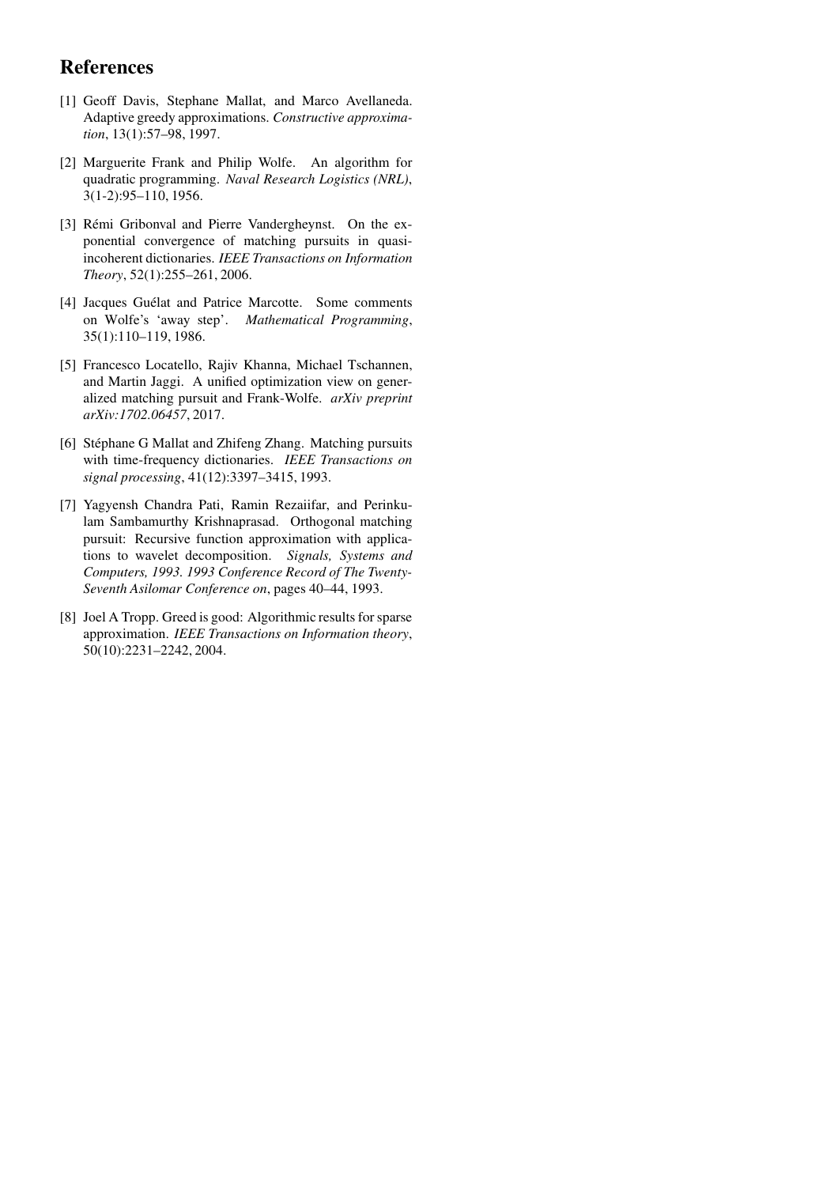## References

[1] Geoff Davis, Stephane Mallat, and Marco Avellaneda. Adaptive greedy approximations. *Constructive approximation*, 13(1):57–98, 1997.

[2] Marguerite Frank and Philip Wolfe. An algorithm for quadratic programming. *Naval Research Logistics (NRL)*, 3(1-2):95–110, 1956.

[3] Rémi Gribonval and Pierre Vandergheynst. On the exponential convergence of matching pursuits in quasi-incoherent dictionaries. *IEEE Transactions on Information Theory*, 52(1):255–261, 2006.

[4] Jacques Guélat and Patrice Marcotte. Some comments on Wolfe's 'away step'. *Mathematical Programming*, 35(1):110–119, 1986.

[5] Francesco Locatello, Rajiv Khanna, Michael Tschannen, and Martin Jaggi. A unified optimization view on generalized matching pursuit and Frank-Wolfe. *arXiv preprint arXiv:1702.06457*, 2017.

[6] Stéphane G Mallat and Zhifeng Zhang. Matching pursuits with time-frequency dictionaries. *IEEE Transactions on signal processing*, 41(12):3397–3415, 1993.

[7] Yagyensh Chandra Pati, Ramin Rezaiifar, and Perinkulam Sambamurthy Krishnaprasad. Orthogonal matching pursuit: Recursive function approximation with applications to wavelet decomposition. *Signals, Systems and Computers, 1993. 1993 Conference Record of The Twenty-Seventh Asilomar Conference on*, pages 40–44, 1993.

[8] Joel A Tropp. Greed is good: Algorithmic results for sparse approximation. *IEEE Transactions on Information theory*, 50(10):2231–2242, 2004.